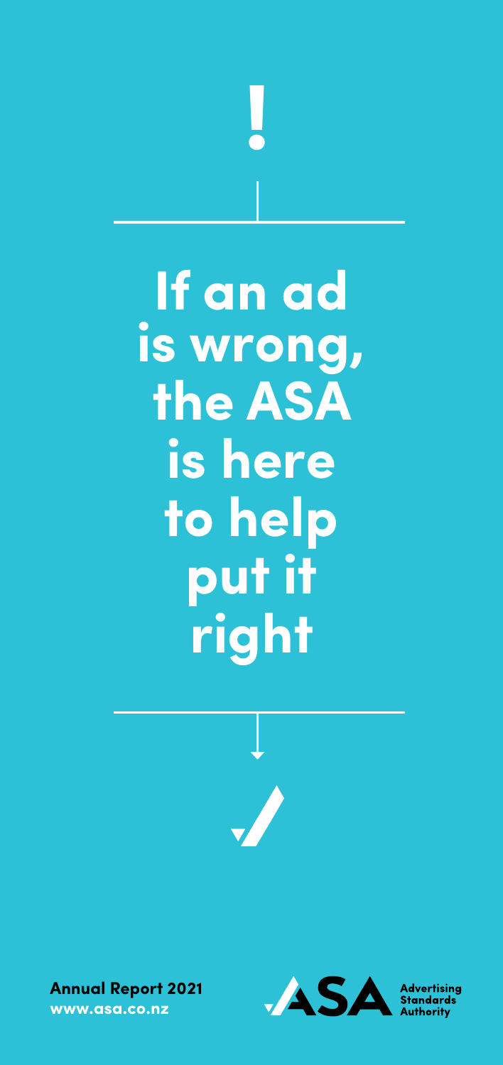!

# If an ad is wrong, the ASA is here to help put it right

**Annual Report 2021**

www.asa.co.nz

ASA Advertising Standards Authority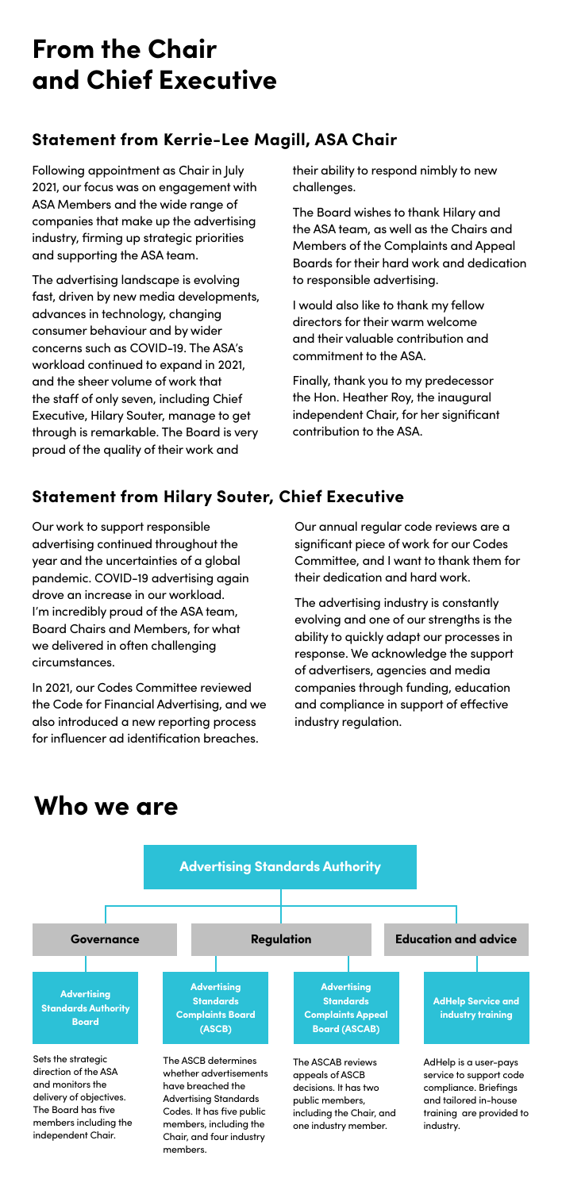# From the Chair and Chief Executive

## Statement from Kerrie-Lee Magill, ASA Chair

Following appointment as Chair in July 2021, our focus was on engagement with ASA Members and the wide range of companies that make up the advertising industry, firming up strategic priorities and supporting the ASA team.

The advertising landscape is evolving fast, driven by new media developments, advances in technology, changing consumer behaviour and by wider concerns such as COVID-19. The ASA's workload continued to expand in 2021, and the sheer volume of work that the staff of only seven, including Chief Executive, Hilary Souter, manage to get through is remarkable. The Board is very proud of the quality of their work and their ability to respond nimbly to new challenges.

The Board wishes to thank Hilary and the ASA team, as well as the Chairs and Members of the Complaints and Appeal Boards for their hard work and dedication to responsible advertising.

I would also like to thank my fellow directors for their warm welcome and their valuable contribution and commitment to the ASA.

Finally, thank you to my predecessor the Hon. Heather Roy, the inaugural independent Chair, for her significant contribution to the ASA.

## Statement from Hilary Souter, Chief Executive

Our work to support responsible advertising continued throughout the year and the uncertainties of a global pandemic. COVID-19 advertising again drove an increase in our workload. I'm incredibly proud of the ASA team, Board Chairs and Members, for what we delivered in often challenging circumstances.

In 2021, our Codes Committee reviewed the Code for Financial Advertising, and we also introduced a new reporting process for influencer ad identification breaches.

Our annual regular code reviews are a significant piece of work for our Codes Committee, and I want to thank them for their dedication and hard work.

The advertising industry is constantly evolving and one of our strengths is the ability to quickly adapt our processes in response. We acknowledge the support of advertisers, agencies and media companies through funding, education and compliance in support of effective industry regulation.

# Who we are

**Advertising Standards Authority**

**Governance**

**Advertising Standards Authority Board**

Sets the strategic direction of the ASA and monitors the delivery of objectives. The Board has five members including the independent Chair.

**Regulation**

**Advertising Standards Complaints Board (ASCB)**

The ASCB determines whether advertisements have breached the Advertising Standards Codes. It has five public members, including the Chair, and four industry members.

**Advertising Standards Complaints Appeal Board (ASCAB)**

The ASCAB reviews appeals of ASCB decisions. It has two public members, including the Chair, and one industry member.

**Education and advice**

**AdHelp Service and industry training**

AdHelp is a user-pays service to support code compliance. Briefings and tailored in-house training are provided to industry.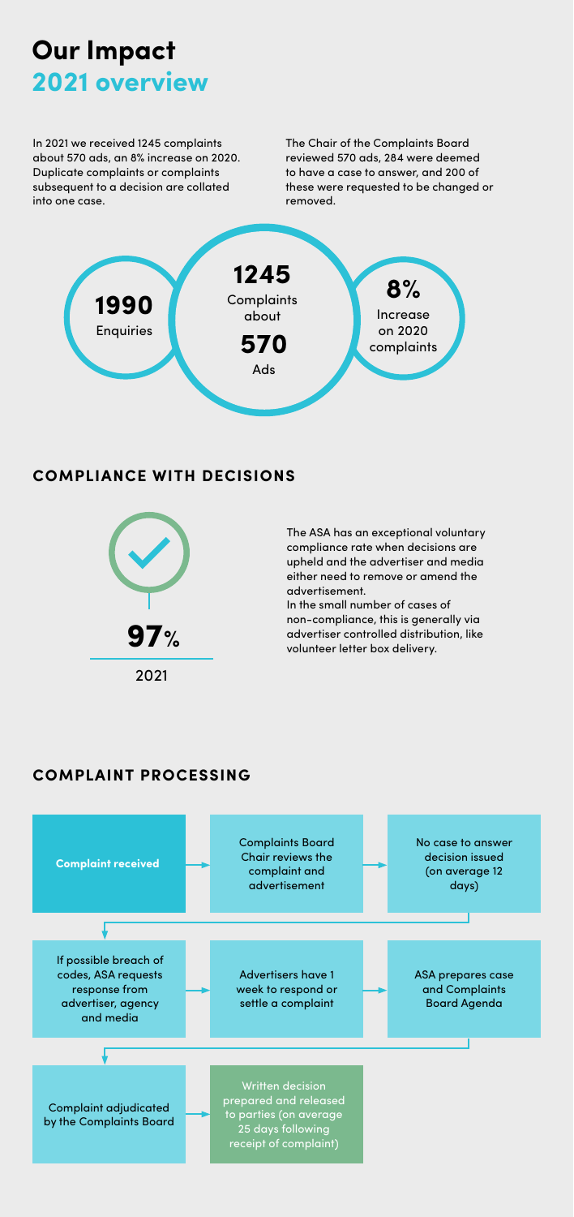# Our Impact
## 2021 overview

In 2021 we received 1245 complaints about 570 ads, an 8% increase on 2020. Duplicate complaints or complaints subsequent to a decision are collated into one case.

The Chair of the Complaints Board reviewed 570 ads, 284 were deemed to have a case to answer, and 200 of these were requested to be changed or removed.

**1990** Enquiries

**1245** Complaints about **570** Ads

**8%** Increase on 2020 complaints

### COMPLIANCE WITH DECISIONS

**97%**

2021

The ASA has an exceptional voluntary compliance rate when decisions are upheld and the advertiser and media either need to remove or amend the advertisement.

In the small number of cases of non-compliance, this is generally via advertiser controlled distribution, like volunteer letter box delivery.

### COMPLAINT PROCESSING

1. **Complaint received**
2. Complaints Board Chair reviews the complaint and advertisement
3. No case to answer decision issued (on average 12 days)
4. If possible breach of codes, ASA requests response from advertiser, agency and media
5. Advertisers have 1 week to respond or settle a complaint
6. ASA prepares case and Complaints Board Agenda
7. Complaint adjudicated by the Complaints Board
8. Written decision prepared and released to parties (on average 25 days following receipt of complaint)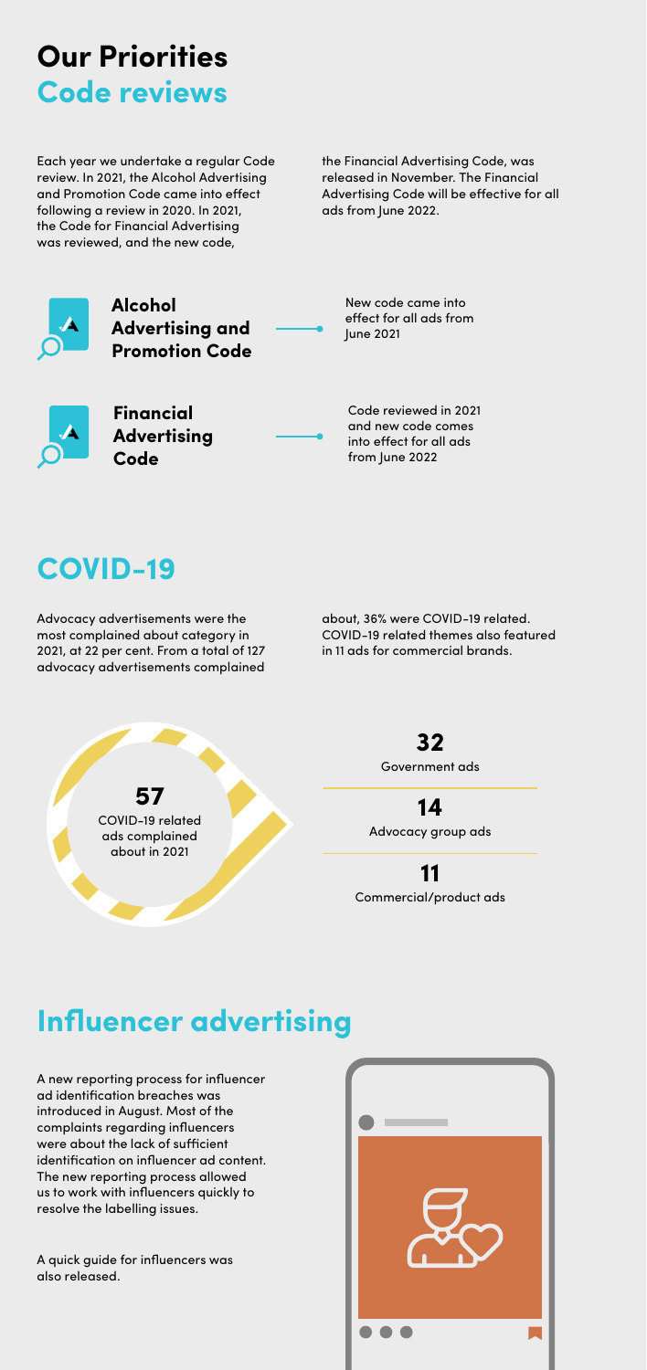# Our Priorities

## Code reviews

Each year we undertake a regular Code review. In 2021, the Alcohol Advertising and Promotion Code came into effect following a review in 2020. In 2021, the Code for Financial Advertising was reviewed, and the new code, the Financial Advertising Code, was released in November. The Financial Advertising Code will be effective for all ads from June 2022.

**Alcohol Advertising and Promotion Code** — New code came into effect for all ads from June 2021

**Financial Advertising Code** — Code reviewed in 2021 and new code comes into effect for all ads from June 2022

## COVID-19

Advocacy advertisements were the most complained about category in 2021, at 22 per cent. From a total of 127 advocacy advertisements complained about, 36% were COVID-19 related. COVID-19 related themes also featured in 11 ads for commercial brands.

**57**
COVID-19 related ads complained about in 2021

**32**
Government ads

**14**
Advocacy group ads

**11**
Commercial/product ads

## Influencer advertising

A new reporting process for influencer ad identification breaches was introduced in August. Most of the complaints regarding influencers were about the lack of sufficient identification on influencer ad content. The new reporting process allowed us to work with influencers quickly to resolve the labelling issues.

A quick guide for influencers was also released.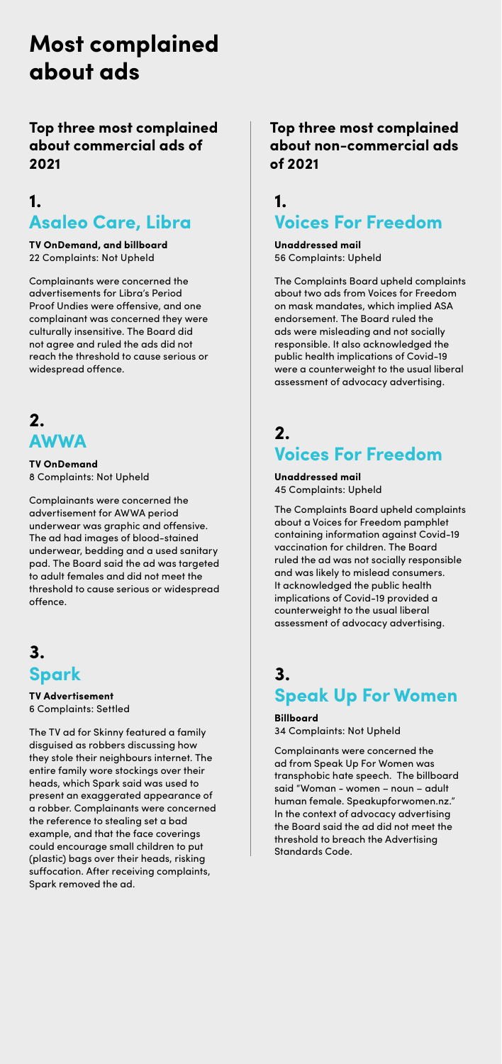# Most complained about ads

## Top three most complained about commercial ads of 2021

### 1. Asaleo Care, Libra

**TV OnDemand, and billboard**
22 Complaints: Not Upheld

Complainants were concerned the advertisements for Libra's Period Proof Undies were offensive, and one complainant was concerned they were culturally insensitive. The Board did not agree and ruled the ads did not reach the threshold to cause serious or widespread offence.

### 2. AWWA

**TV OnDemand**
8 Complaints: Not Upheld

Complainants were concerned the advertisement for AWWA period underwear was graphic and offensive. The ad had images of blood-stained underwear, bedding and a used sanitary pad. The Board said the ad was targeted to adult females and did not meet the threshold to cause serious or widespread offence.

### 3. Spark

**TV Advertisement**
6 Complaints: Settled

The TV ad for Skinny featured a family disguised as robbers discussing how they stole their neighbours internet. The entire family wore stockings over their heads, which Spark said was used to present an exaggerated appearance of a robber. Complainants were concerned the reference to stealing set a bad example, and that the face coverings could encourage small children to put (plastic) bags over their heads, risking suffocation. After receiving complaints, Spark removed the ad.

## Top three most complained about non-commercial ads of 2021

### 1. Voices For Freedom

**Unaddressed mail**
56 Complaints: Upheld

The Complaints Board upheld complaints about two ads from Voices for Freedom on mask mandates, which implied ASA endorsement. The Board ruled the ads were misleading and not socially responsible. It also acknowledged the public health implications of Covid-19 were a counterweight to the usual liberal assessment of advocacy advertising.

### 2. Voices For Freedom

**Unaddressed mail**
45 Complaints: Upheld

The Complaints Board upheld complaints about a Voices for Freedom pamphlet containing information against Covid-19 vaccination for children. The Board ruled the ad was not socially responsible and was likely to mislead consumers. It acknowledged the public health implications of Covid-19 provided a counterweight to the usual liberal assessment of advocacy advertising.

### 3. Speak Up For Women

**Billboard**
34 Complaints: Not Upheld

Complainants were concerned the ad from Speak Up For Women was transphobic hate speech. The billboard said "Woman - women – noun – adult human female. Speakupforwomen.nz." In the context of advocacy advertising the Board said the ad did not meet the threshold to breach the Advertising Standards Code.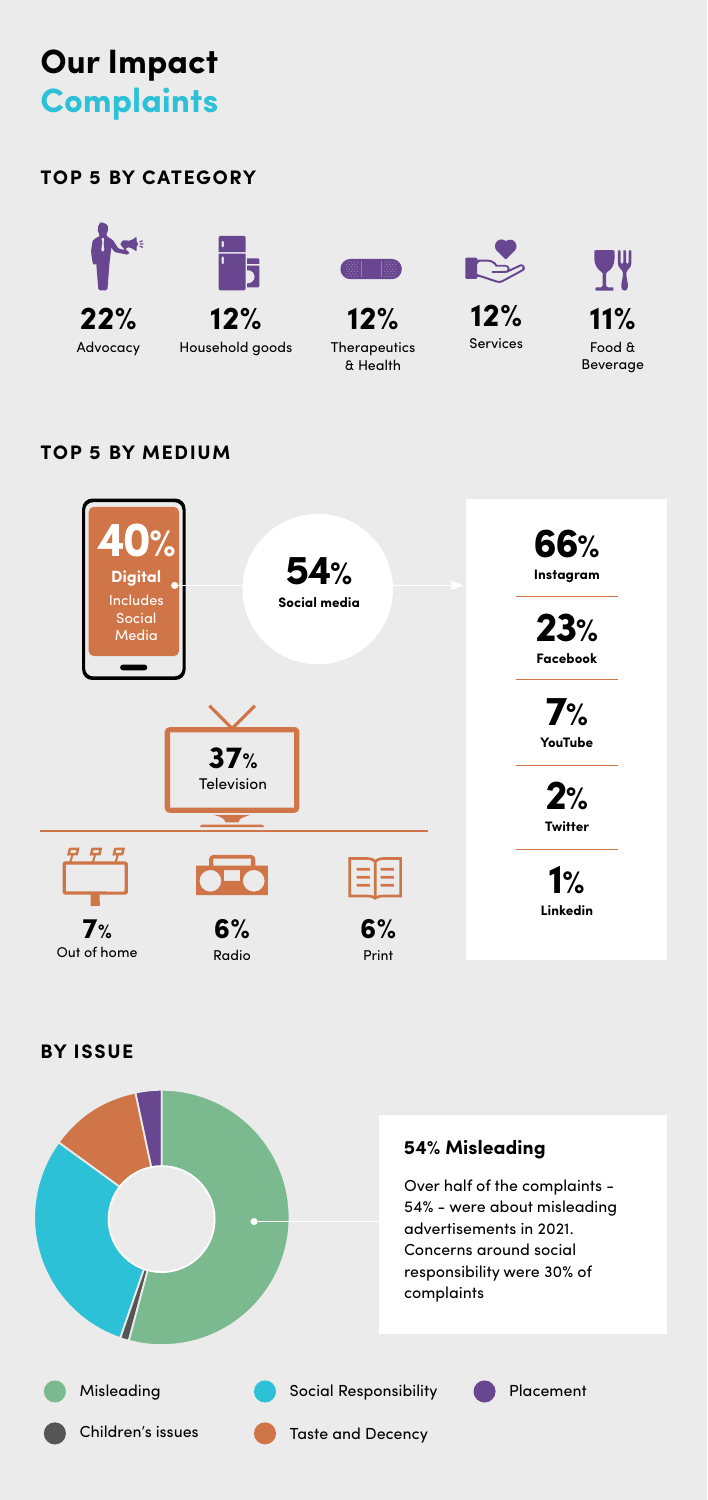# Our Impact
## Complaints

### TOP 5 BY CATEGORY

22% Advocacy

12% Household goods

12% Therapeutics & Health

12% Services

11% Food & Beverage

### TOP 5 BY MEDIUM

40% Digital
Includes Social Media

54% Social media

66% Instagram

23% Facebook

7% YouTube

2% Twitter

1% Linkedin

37% Television

7% Out of home

6% Radio

6% Print

### BY ISSUE

**54% Misleading**

Over half of the complaints - 54% - were about misleading advertisements in 2021. Concerns around social responsibility were 30% of complaints

Misleading

Social Responsibility

Placement

Children's issues

Taste and Decency